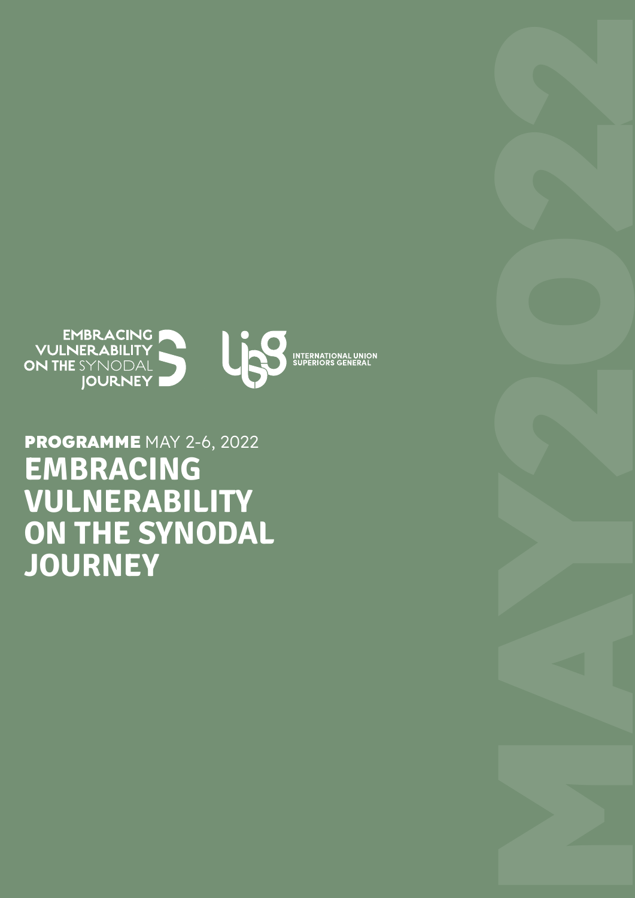EMBRACING VULNERABILITY ON THE SYNODAL JOURNEY

INTERNATIONAL UNION SUPERIORS GENERAL

**PROGRAMME** MAY 2-6, 2022

# EMBRACING VULNERABILITY ON THE SYNODAL JOURNEY

MAY2022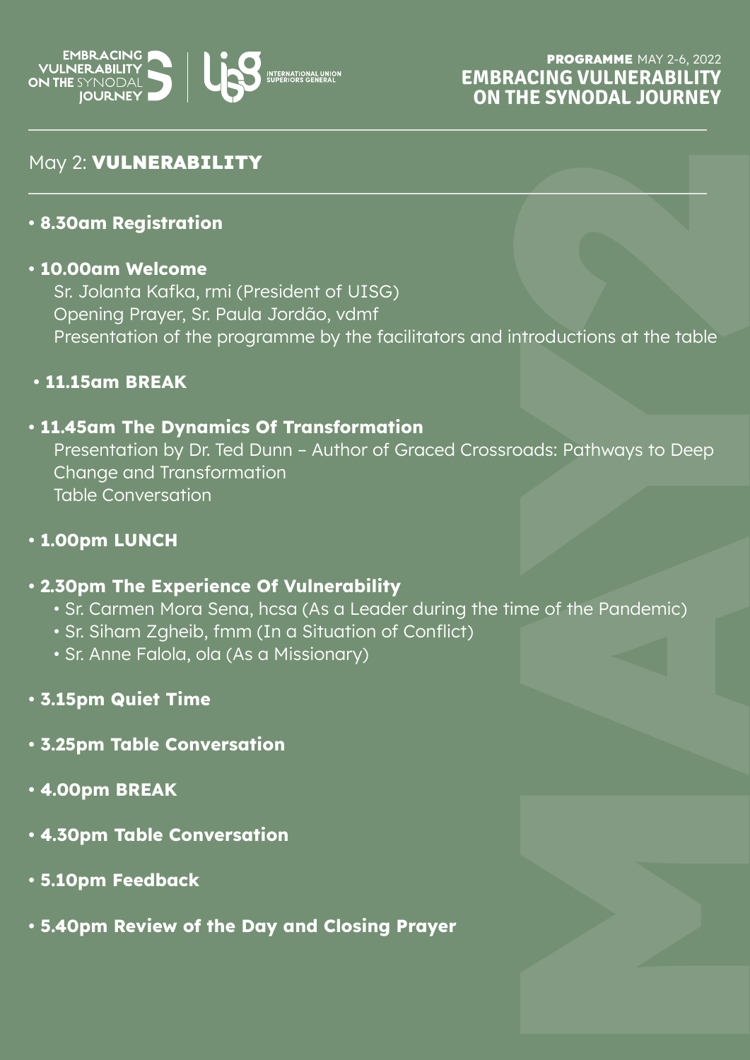# PROGRAMME MAY 2-6, 2022
## EMBRACING VULNERABILITY ON THE SYNODAL JOURNEY

## May 2: **VULNERABILITY**

- **8.30am Registration**

- **10.00am Welcome**
  Sr. Jolanta Kafka, rmi (President of UISG)
  Opening Prayer, Sr. Paula Jordão, vdmf
  Presentation of the programme by the facilitators and introductions at the table

- **11.15am BREAK**

- **11.45am The Dynamics Of Transformation**
  Presentation by Dr. Ted Dunn – Author of Graced Crossroads: Pathways to Deep Change and Transformation
  Table Conversation

- **1.00pm LUNCH**

- **2.30pm The Experience Of Vulnerability**
  - Sr. Carmen Mora Sena, hcsa (As a Leader during the time of the Pandemic)
  - Sr. Siham Zgheib, fmm (In a Situation of Conflict)
  - Sr. Anne Falola, ola (As a Missionary)

- **3.15pm Quiet Time**

- **3.25pm Table Conversation**

- **4.00pm BREAK**

- **4.30pm Table Conversation**

- **5.10pm Feedback**

- **5.40pm Review of the Day and Closing Prayer**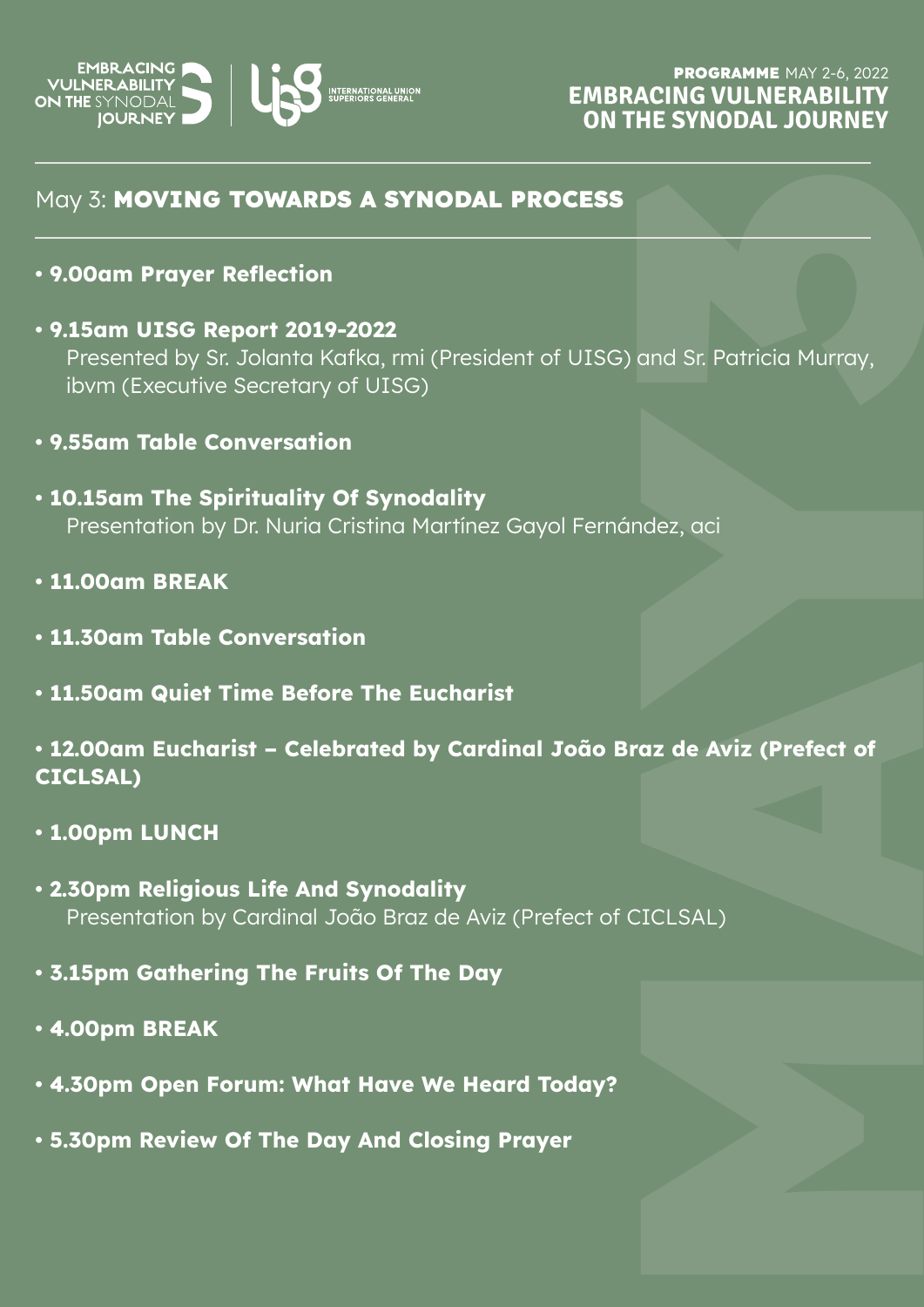## May 3: MOVING TOWARDS A SYNODAL PROCESS

- **9.00am Prayer Reflection**
- **9.15am UISG Report 2019-2022**
  Presented by Sr. Jolanta Kafka, rmi (President of UISG) and Sr. Patricia Murray, ibvm (Executive Secretary of UISG)
- **9.55am Table Conversation**
- **10.15am The Spirituality Of Synodality**
  Presentation by Dr. Nuria Cristina Martínez Gayol Fernández, aci
- **11.00am BREAK**
- **11.30am Table Conversation**
- **11.50am Quiet Time Before The Eucharist**
- **12.00am Eucharist – Celebrated by Cardinal João Braz de Aviz (Prefect of CICLSAL)**
- **1.00pm LUNCH**
- **2.30pm Religious Life And Synodality**
  Presentation by Cardinal João Braz de Aviz (Prefect of CICLSAL)
- **3.15pm Gathering The Fruits Of The Day**
- **4.00pm BREAK**
- **4.30pm Open Forum: What Have We Heard Today?**
- **5.30pm Review Of The Day And Closing Prayer**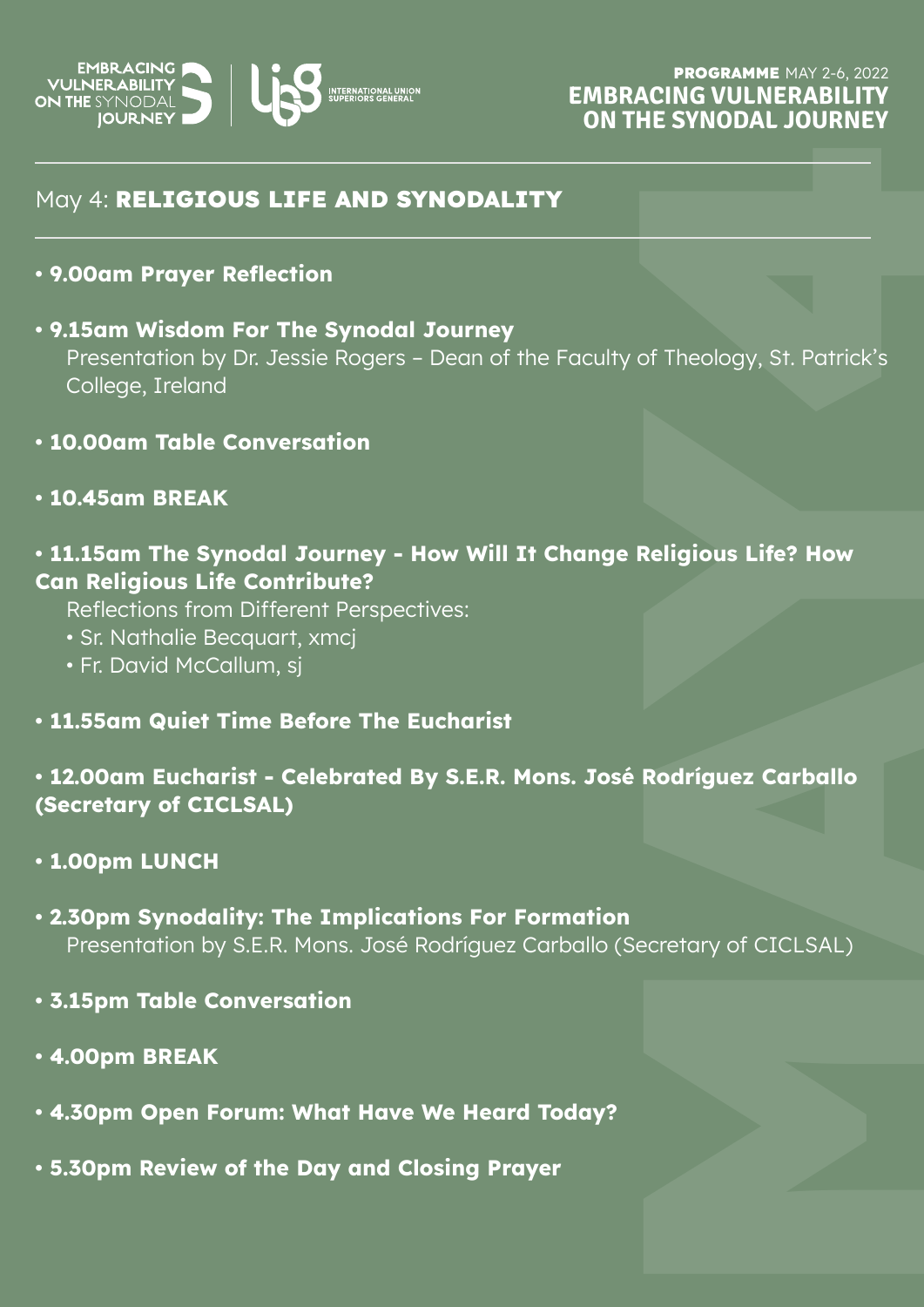## May 4: **RELIGIOUS LIFE AND SYNODALITY**

- **9.00am Prayer Reflection**
- **9.15am Wisdom For The Synodal Journey**
  Presentation by Dr. Jessie Rogers – Dean of the Faculty of Theology, St. Patrick's College, Ireland
- **10.00am Table Conversation**
- **10.45am BREAK**
- **11.15am The Synodal Journey - How Will It Change Religious Life? How Can Religious Life Contribute?**
  Reflections from Different Perspectives:
  - Sr. Nathalie Becquart, xmcj
  - Fr. David McCallum, sj
- **11.55am Quiet Time Before The Eucharist**
- **12.00am Eucharist - Celebrated By S.E.R. Mons. José Rodríguez Carballo (Secretary of CICLSAL)**
- **1.00pm LUNCH**
- **2.30pm Synodality: The Implications For Formation**
  Presentation by S.E.R. Mons. José Rodríguez Carballo (Secretary of CICLSAL)
- **3.15pm Table Conversation**
- **4.00pm BREAK**
- **4.30pm Open Forum: What Have We Heard Today?**
- **5.30pm Review of the Day and Closing Prayer**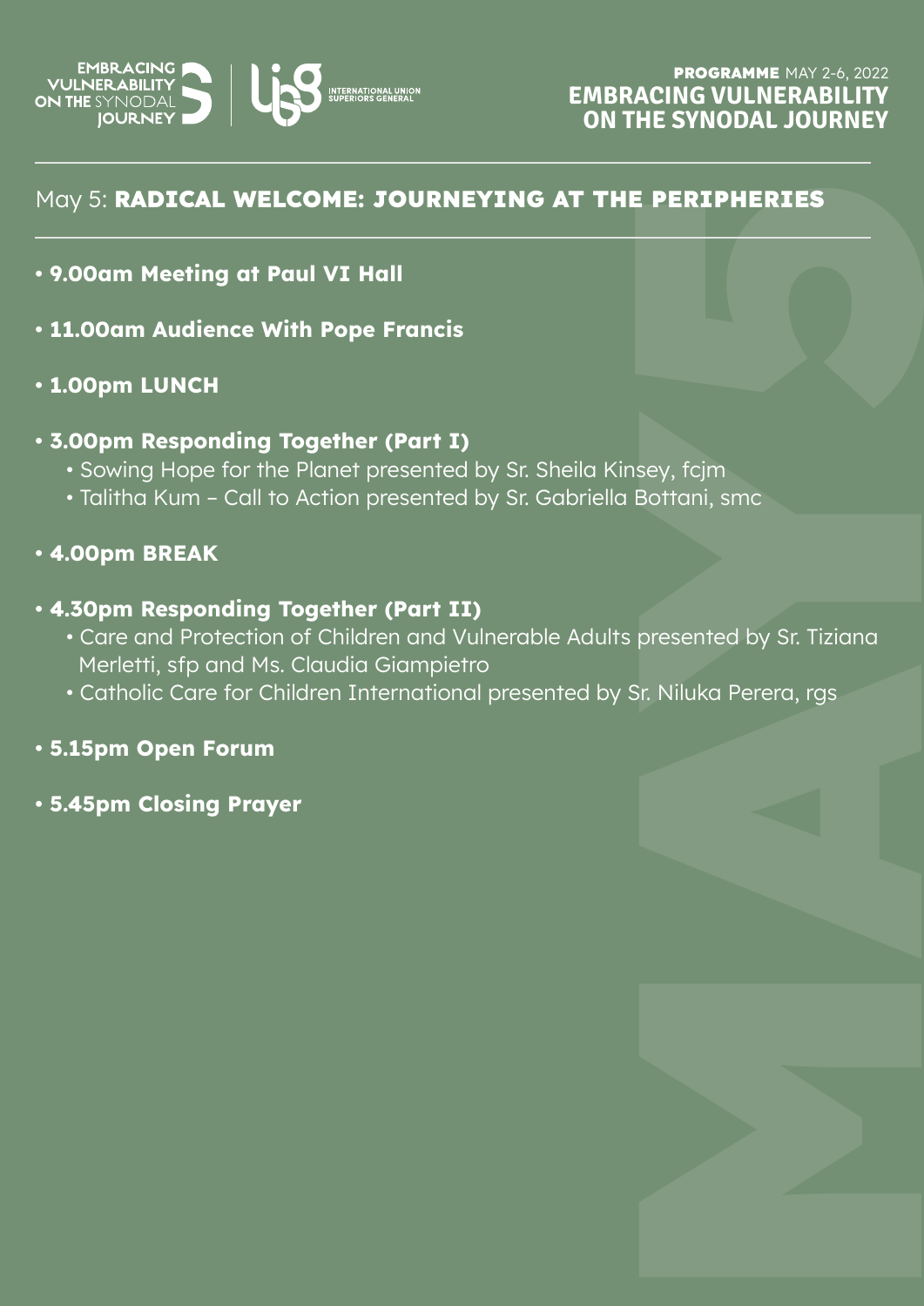## May 5: RADICAL WELCOME: JOURNEYING AT THE PERIPHERIES

- **9.00am Meeting at Paul VI Hall**
- **11.00am Audience With Pope Francis**
- **1.00pm LUNCH**
- **3.00pm Responding Together (Part I)**
  - Sowing Hope for the Planet presented by Sr. Sheila Kinsey, fcjm
  - Talitha Kum – Call to Action presented by Sr. Gabriella Bottani, smc
- **4.00pm BREAK**
- **4.30pm Responding Together (Part II)**
  - Care and Protection of Children and Vulnerable Adults presented by Sr. Tiziana Merletti, sfp and Ms. Claudia Giampietro
  - Catholic Care for Children International presented by Sr. Niluka Perera, rgs
- **5.15pm Open Forum**
- **5.45pm Closing Prayer**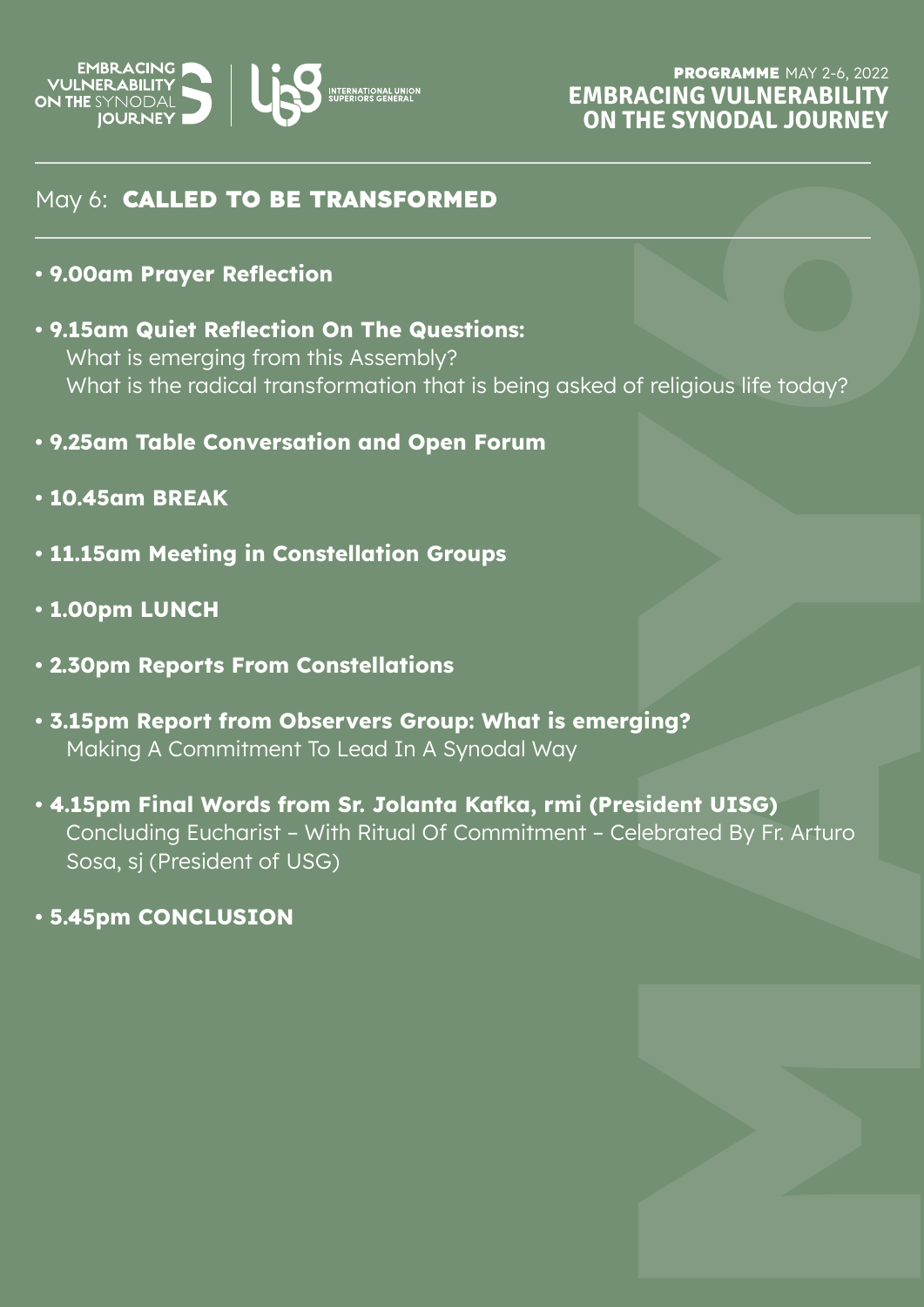## May 6: CALL﻿ED TO BE TRANSFORMED

- **9.00am Prayer Reflection**
- **9.15am Quiet Reflection On The Questions:**
  What is emerging from this Assembly?
  What is the radical transformation that is being asked of religious life today?
- **9.25am Table Conversation and Open Forum**
- **10.45am BREAK**
- **11.15am Meeting in Constellation Groups**
- **1.00pm LUNCH**
- **2.30pm Reports From Constellations**
- **3.15pm Report from Observers Group: What is emerging?**
  Making A Commitment To Lead In A Synodal Way
- **4.15pm Final Words from Sr. Jolanta Kafka, rmi (President UISG)**
  Concluding Eucharist – With Ritual Of Commitment – Celebrated By Fr. Arturo Sosa, sj (President of USG)
- **5.45pm CONCLUSION**